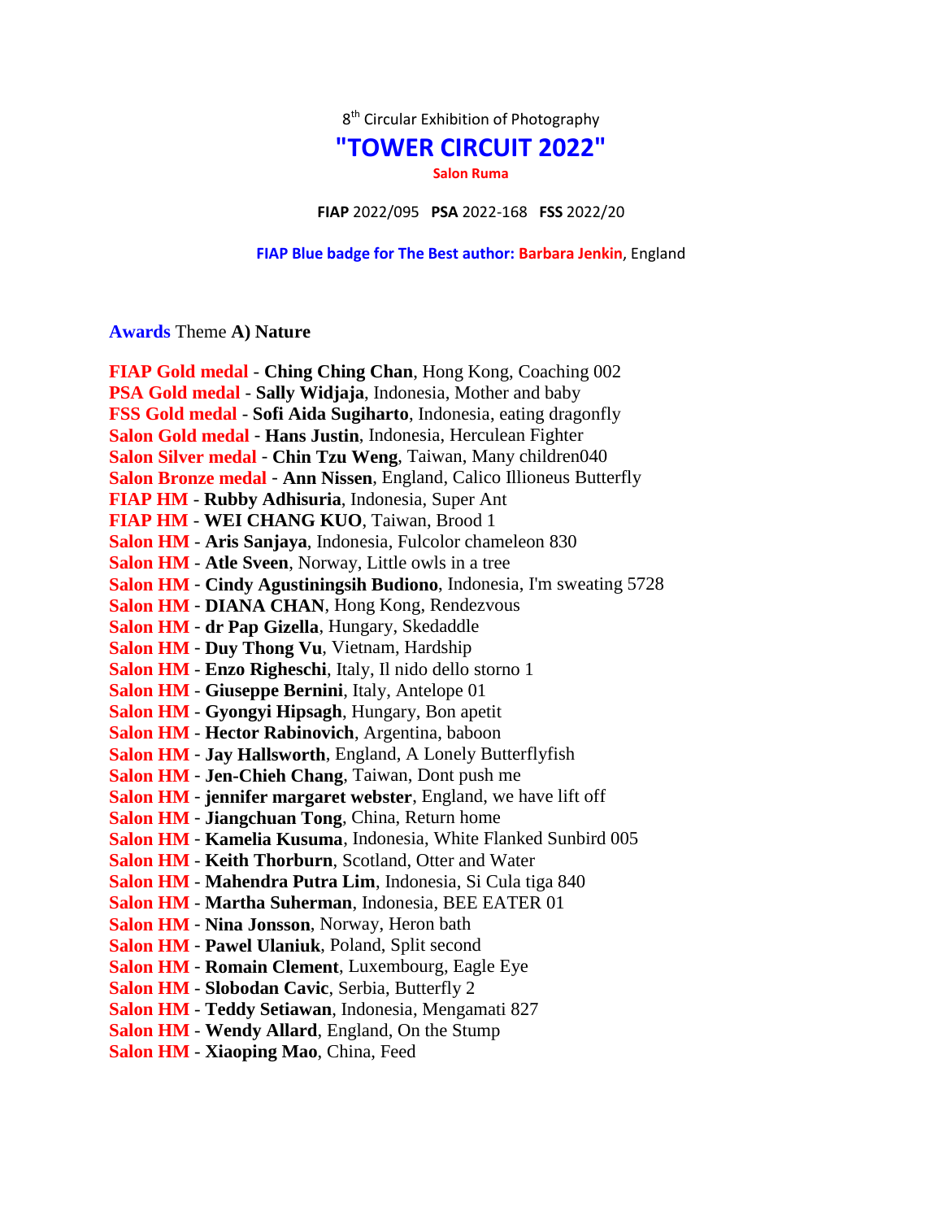8th Circular Exhibition of Photography

# "TOWER CIRCUIT 2022"

**Salon Ruma**

**FIAP** 2022/095 **PSA** 2022-168 **FSS** 2022/20

**FIAP Blue badge for The Best author: Barbara Jenkin**, England

**Awards** Theme **A) Nature**

**FIAP Gold medal** - **Ching Ching Chan**, Hong Kong, Coaching 002
**PSA Gold medal** - **Sally Widjaja**, Indonesia, Mother and baby
**FSS Gold medal** - **Sofi Aida Sugiharto**, Indonesia, eating dragonfly
**Salon Gold medal** - **Hans Justin**, Indonesia, Herculean Fighter
**Salon Silver medal** - **Chin Tzu Weng**, Taiwan, Many children040
**Salon Bronze medal** - **Ann Nissen**, England, Calico Illioneus Butterfly
**FIAP HM** - **Rubby Adhisuria**, Indonesia, Super Ant
**FIAP HM** - **WEI CHANG KUO**, Taiwan, Brood 1
**Salon HM** - **Aris Sanjaya**, Indonesia, Fulcolor chameleon 830
**Salon HM** - **Atle Sveen**, Norway, Little owls in a tree
**Salon HM** - **Cindy Agustiningsih Budiono**, Indonesia, I'm sweating 5728
**Salon HM** - **DIANA CHAN**, Hong Kong, Rendezvous
**Salon HM** - **dr Pap Gizella**, Hungary, Skedaddle
**Salon HM** - **Duy Thong Vu**, Vietnam, Hardship
**Salon HM** - **Enzo Righeschi**, Italy, Il nido dello storno 1
**Salon HM** - **Giuseppe Bernini**, Italy, Antelope 01
**Salon HM** - **Gyongyi Hipsagh**, Hungary, Bon apetit
**Salon HM** - **Hector Rabinovich**, Argentina, baboon
**Salon HM** - **Jay Hallsworth**, England, A Lonely Butterflyfish
**Salon HM** - **Jen-Chieh Chang**, Taiwan, Dont push me
**Salon HM** - **jennifer margaret webster**, England, we have lift off
**Salon HM** - **Jiangchuan Tong**, China, Return home
**Salon HM** - **Kamelia Kusuma**, Indonesia, White Flanked Sunbird 005
**Salon HM** - **Keith Thorburn**, Scotland, Otter and Water
**Salon HM** - **Mahendra Putra Lim**, Indonesia, Si Cula tiga 840
**Salon HM** - **Martha Suherman**, Indonesia, BEE EATER 01
**Salon HM** - **Nina Jonsson**, Norway, Heron bath
**Salon HM** - **Pawel Ulaniuk**, Poland, Split second
**Salon HM** - **Romain Clement**, Luxembourg, Eagle Eye
**Salon HM** - **Slobodan Cavic**, Serbia, Butterfly 2
**Salon HM** - **Teddy Setiawan**, Indonesia, Mengamati 827
**Salon HM** - **Wendy Allard**, England, On the Stump
**Salon HM** - **Xiaoping Mao**, China, Feed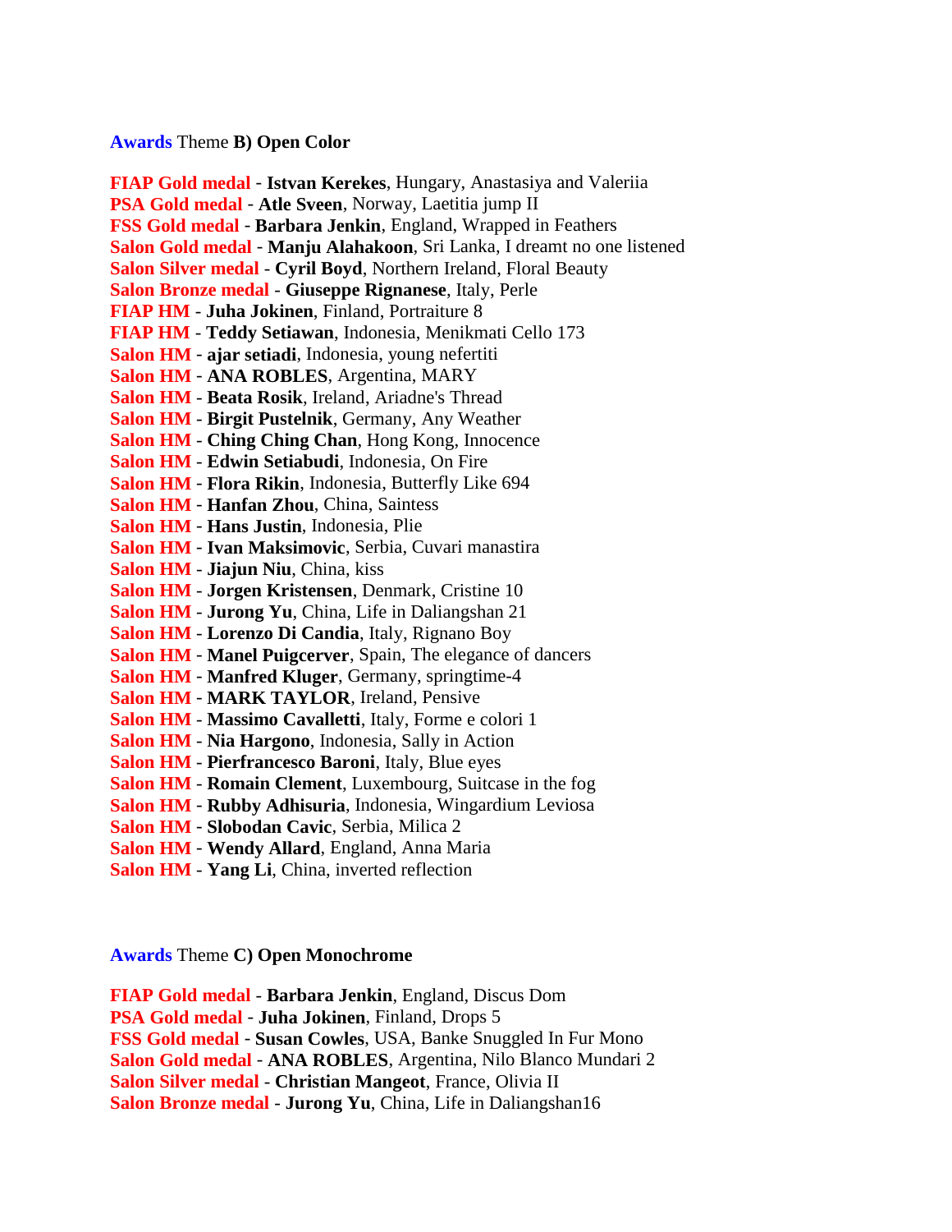**Awards** Theme **B) Open Color**

**FIAP Gold medal** - **Istvan Kerekes**, Hungary, Anastasiya and Valeriia
**PSA Gold medal** - **Atle Sveen**, Norway, Laetitia jump II
**FSS Gold medal** - **Barbara Jenkin**, England, Wrapped in Feathers
**Salon Gold medal** - **Manju Alahakoon**, Sri Lanka, I dreamt no one listened
**Salon Silver medal** - **Cyril Boyd**, Northern Ireland, Floral Beauty
**Salon Bronze medal** - **Giuseppe Rignanese**, Italy, Perle
**FIAP HM** - **Juha Jokinen**, Finland, Portraiture 8
**FIAP HM** - **Teddy Setiawan**, Indonesia, Menikmati Cello 173
**Salon HM** - **ajar setiadi**, Indonesia, young nefertiti
**Salon HM** - **ANA ROBLES**, Argentina, MARY
**Salon HM** - **Beata Rosik**, Ireland, Ariadne's Thread
**Salon HM** - **Birgit Pustelnik**, Germany, Any Weather
**Salon HM** - **Ching Ching Chan**, Hong Kong, Innocence
**Salon HM** - **Edwin Setiabudi**, Indonesia, On Fire
**Salon HM** - **Flora Rikin**, Indonesia, Butterfly Like 694
**Salon HM** - **Hanfan Zhou**, China, Saintess
**Salon HM** - **Hans Justin**, Indonesia, Plie
**Salon HM** - **Ivan Maksimovic**, Serbia, Cuvari manastira
**Salon HM** - **Jiajun Niu**, China, kiss
**Salon HM** - **Jorgen Kristensen**, Denmark, Cristine 10
**Salon HM** - **Jurong Yu**, China, Life in Daliangshan 21
**Salon HM** - **Lorenzo Di Candia**, Italy, Rignano Boy
**Salon HM** - **Manel Puigcerver**, Spain, The elegance of dancers
**Salon HM** - **Manfred Kluger**, Germany, springtime-4
**Salon HM** - **MARK TAYLOR**, Ireland, Pensive
**Salon HM** - **Massimo Cavalletti**, Italy, Forme e colori 1
**Salon HM** - **Nia Hargono**, Indonesia, Sally in Action
**Salon HM** - **Pierfrancesco Baroni**, Italy, Blue eyes
**Salon HM** - **Romain Clement**, Luxembourg, Suitcase in the fog
**Salon HM** - **Rubby Adhisuria**, Indonesia, Wingardium Leviosa
**Salon HM** - **Slobodan Cavic**, Serbia, Milica 2
**Salon HM** - **Wendy Allard**, England, Anna Maria
**Salon HM** - **Yang Li**, China, inverted reflection

**Awards** Theme **C) Open Monochrome**

**FIAP Gold medal** - **Barbara Jenkin**, England, Discus Dom
**PSA Gold medal** - **Juha Jokinen**, Finland, Drops 5
**FSS Gold medal** - **Susan Cowles**, USA, Banke Snuggled In Fur Mono
**Salon Gold medal** - **ANA ROBLES**, Argentina, Nilo Blanco Mundari 2
**Salon Silver medal** - **Christian Mangeot**, France, Olivia II
**Salon Bronze medal** - **Jurong Yu**, China, Life in Daliangshan16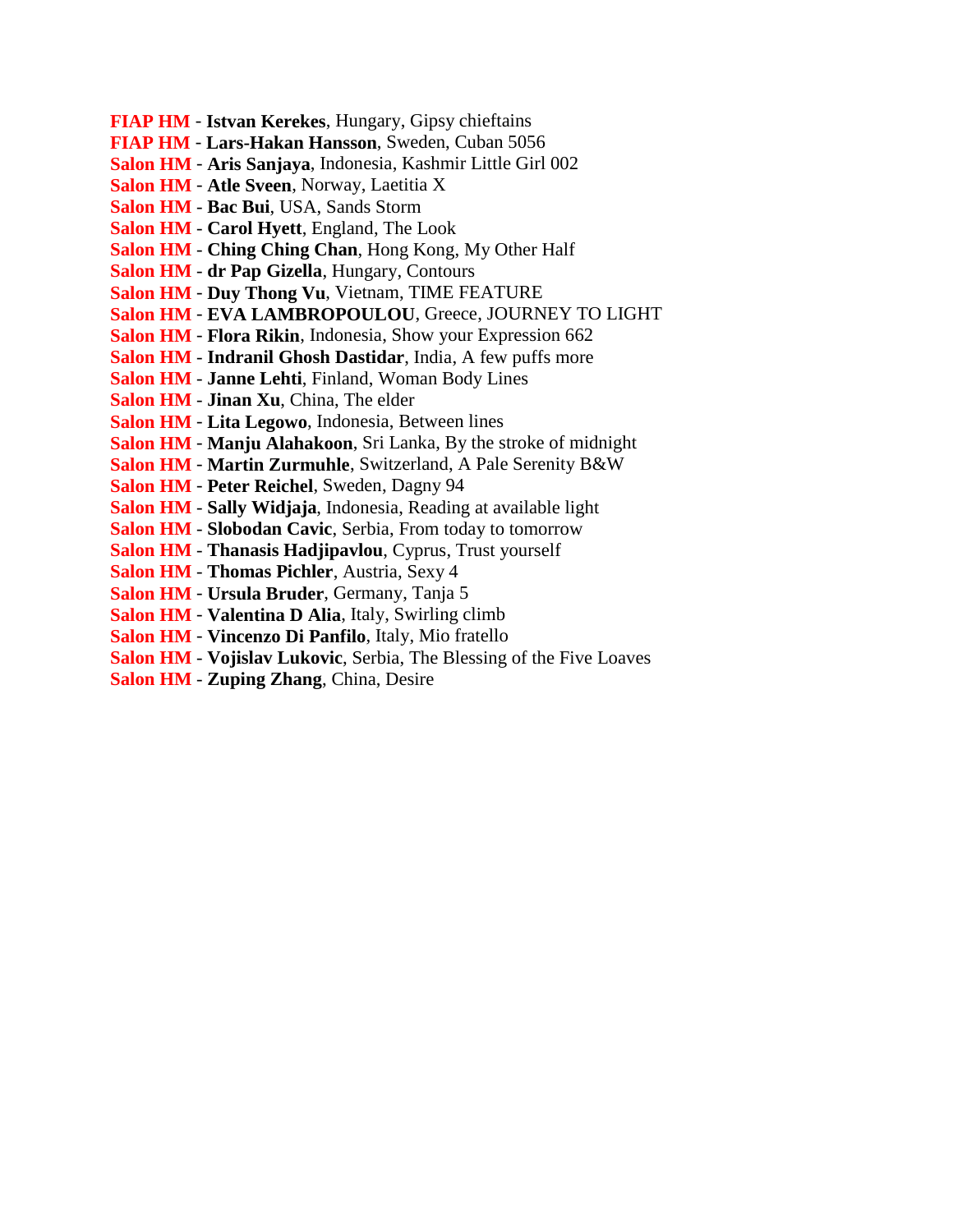**FIAP HM** - **Istvan Kerekes**, Hungary, Gipsy chieftains
**FIAP HM** - **Lars-Hakan Hansson**, Sweden, Cuban 5056
**Salon HM** - **Aris Sanjaya**, Indonesia, Kashmir Little Girl 002
**Salon HM** - **Atle Sveen**, Norway, Laetitia X
**Salon HM** - **Bac Bui**, USA, Sands Storm
**Salon HM** - **Carol Hyett**, England, The Look
**Salon HM** - **Ching Ching Chan**, Hong Kong, My Other Half
**Salon HM** - **dr Pap Gizella**, Hungary, Contours
**Salon HM** - **Duy Thong Vu**, Vietnam, TIME FEATURE
**Salon HM** - **EVA LAMBROPOULOU**, Greece, JOURNEY TO LIGHT
**Salon HM** - **Flora Rikin**, Indonesia, Show your Expression 662
**Salon HM** - **Indranil Ghosh Dastidar**, India, A few puffs more
**Salon HM** - **Janne Lehti**, Finland, Woman Body Lines
**Salon HM** - **Jinan Xu**, China, The elder
**Salon HM** - **Lita Legowo**, Indonesia, Between lines
**Salon HM** - **Manju Alahakoon**, Sri Lanka, By the stroke of midnight
**Salon HM** - **Martin Zurmuhle**, Switzerland, A Pale Serenity B&W
**Salon HM** - **Peter Reichel**, Sweden, Dagny 94
**Salon HM** - **Sally Widjaja**, Indonesia, Reading at available light
**Salon HM** - **Slobodan Cavic**, Serbia, From today to tomorrow
**Salon HM** - **Thanasis Hadjipavlou**, Cyprus, Trust yourself
**Salon HM** - **Thomas Pichler**, Austria, Sexy 4
**Salon HM** - **Ursula Bruder**, Germany, Tanja 5
**Salon HM** - **Valentina D Alia**, Italy, Swirling climb
**Salon HM** - **Vincenzo Di Panfilo**, Italy, Mio fratello
**Salon HM** - **Vojislav Lukovic**, Serbia, The Blessing of the Five Loaves
**Salon HM** - **Zuping Zhang**, China, Desire